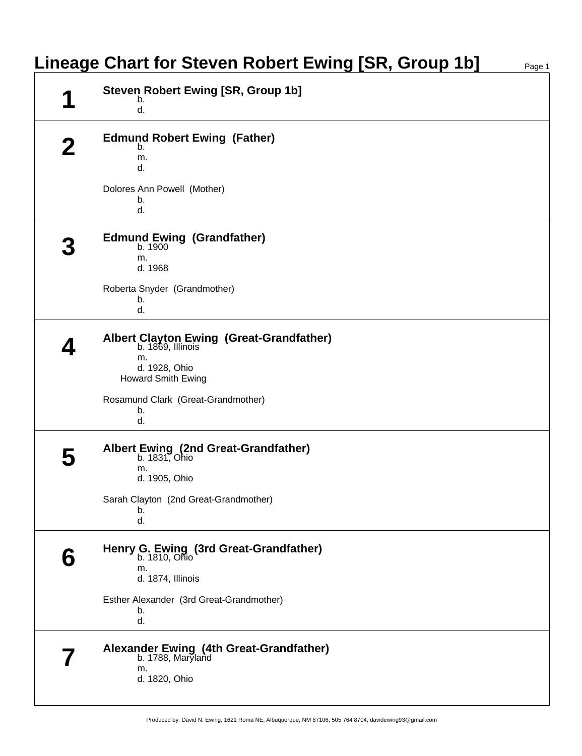# Lineage Chart for Steven Robert Ewing [SR, Group 1b]

## 1

**Steven Robert Ewing [SR, Group 1b]**
b.
d.

## 2

**Edmund Robert Ewing (Father)**
b.
m.
d.

Dolores Ann Powell (Mother)
b.
d.

## 3

**Edmund Ewing (Grandfather)**
b. 1900
m.
d. 1968

Roberta Snyder (Grandmother)
b.
d.

## 4

**Albert Clayton Ewing (Great-Grandfather)**
b. 1869, Illinois
m.
d. 1928, Ohio
Howard Smith Ewing

Rosamund Clark (Great-Grandmother)
b.
d.

## 5

**Albert Ewing (2nd Great-Grandfather)**
b. 1831, Ohio
m.
d. 1905, Ohio

Sarah Clayton (2nd Great-Grandmother)
b.
d.

## 6

**Henry G. Ewing (3rd Great-Grandfather)**
b. 1810, Ohio
m.
d. 1874, Illinois

Esther Alexander (3rd Great-Grandmother)
b.
d.

## 7

**Alexander Ewing (4th Great-Grandfather)**
b. 1788, Maryland
m.
d. 1820, Ohio

Produced by: David N. Ewing, 1621 Roma NE, Albuquerque, NM 87106, 505 764 8704, davidewing93@gmail.com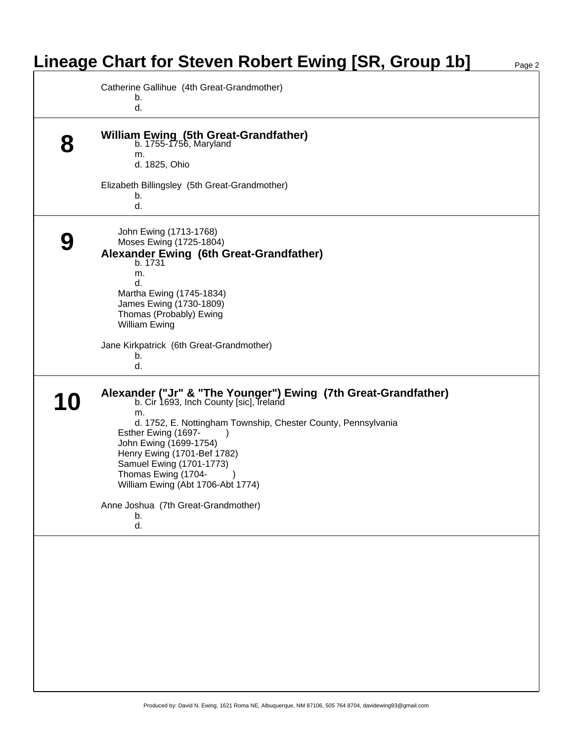# Lineage Chart for Steven Robert Ewing [SR, Group 1b]

Catherine Gallihue (4th Great-Grandmother)
b.
d.

---

**8**

**William Ewing (5th Great-Grandfather)**
b. 1755-1756, Maryland
m.
d. 1825, Ohio

Elizabeth Billingsley (5th Great-Grandmother)
b.
d.

---

**9**

John Ewing (1713-1768)
Moses Ewing (1725-1804)
**Alexander Ewing (6th Great-Grandfather)**
b. 1731
m.
d.
Martha Ewing (1745-1834)
James Ewing (1730-1809)
Thomas (Probably) Ewing
William Ewing

Jane Kirkpatrick (6th Great-Grandmother)
b.
d.

---

**10**

**Alexander ("Jr" & "The Younger") Ewing (7th Great-Grandfather)**
b. Cir 1693, Inch County [sic], Ireland
m.
d. 1752, E. Nottingham Township, Chester County, Pennsylvania
Esther Ewing (1697- )
John Ewing (1699-1754)
Henry Ewing (1701-Bef 1782)
Samuel Ewing (1701-1773)
Thomas Ewing (1704- )
William Ewing (Abt 1706-Abt 1774)

Anne Joshua (7th Great-Grandmother)
b.
d.

---

Produced by: David N. Ewing, 1621 Roma NE, Albuquerque, NM 87106, 505 764 8704, davidewing93@gmail.com